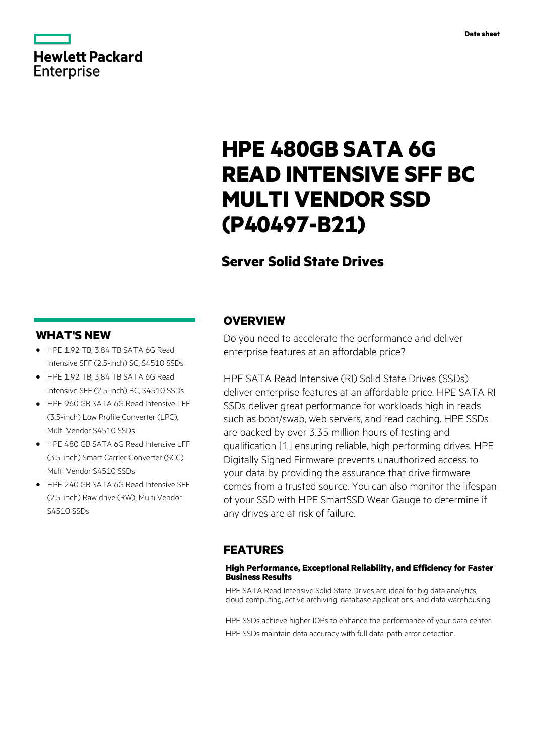Data sheet

# HPE 480GB SATA 6G READ INTENSIVE SFF BC MULTI VENDOR SSD (P40497-B21)

## Server Solid State Drives

## OVERVIEW

Do you need to accelerate the performance and deliver enterprise features at an affordable price?

HPE SATA Read Intensive (RI) Solid State Drives (SSDs) deliver enterprise features at an affordable price. HPE SATA RI SSDs deliver great performance for workloads high in reads such as boot/swap, web servers, and read caching. HPE SSDs are backed by over 3.35 million hours of testing and qualification [1] ensuring reliable, high performing drives. HPE Digitally Signed Firmware prevents unauthorized access to your data by providing the assurance that drive firmware comes from a trusted source. You can also monitor the lifespan of your SSD with HPE SmartSSD Wear Gauge to determine if any drives are at risk of failure.

## WHAT'S NEW

- HPE 1.92 TB, 3.84 TB SATA 6G Read Intensive SFF (2.5-inch) SC, S4510 SSDs
- HPE 1.92 TB, 3.84 TB SATA 6G Read Intensive SFF (2.5-inch) BC, S4510 SSDs
- HPE 960 GB SATA 6G Read Intensive LFF (3.5-inch) Low Profile Converter (LPC), Multi Vendor S4510 SSDs
- HPE 480 GB SATA 6G Read Intensive LFF (3.5-inch) Smart Carrier Converter (SCC), Multi Vendor S4510 SSDs
- HPE 240 GB SATA 6G Read Intensive SFF (2.5-inch) Raw drive (RW), Multi Vendor S4510 SSDs

## FEATURES

### High Performance, Exceptional Reliability, and Efficiency for Faster Business Results

HPE SATA Read Intensive Solid State Drives are ideal for big data analytics, cloud computing, active archiving, database applications, and data warehousing.

HPE SSDs achieve higher IOPs to enhance the performance of your data center.

HPE SSDs maintain data accuracy with full data-path error detection.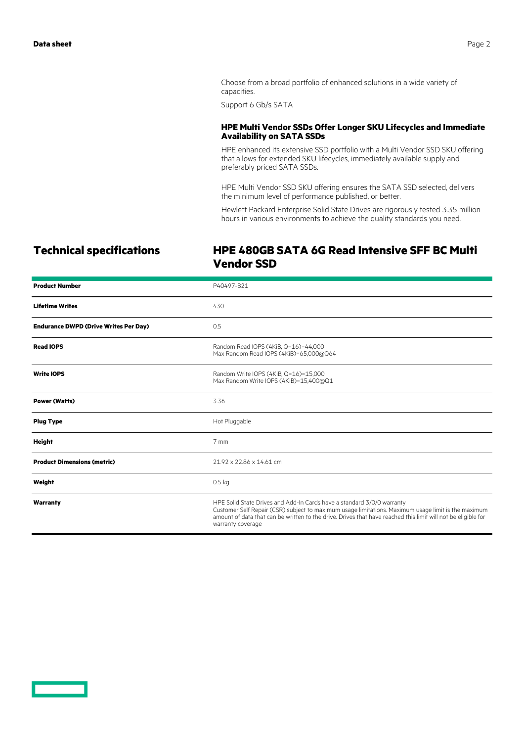Choose from a broad portfolio of enhanced solutions in a wide variety of capacities.

Support 6 Gb/s SATA

### HPE Multi Vendor SSDs Offer Longer SKU Lifecycles and Immediate Availability on SATA SSDs

HPE enhanced its extensive SSD portfolio with a Multi Vendor SSD SKU offering that allows for extended SKU lifecycles, immediately available supply and preferably priced SATA SSDs.

HPE Multi Vendor SSD SKU offering ensures the SATA SSD selected, delivers the minimum level of performance published, or better.

Hewlett Packard Enterprise Solid State Drives are rigorously tested 3.35 million hours in various environments to achieve the quality standards you need.

## Technical specifications

## HPE 480GB SATA 6G Read Intensive SFF BC Multi Vendor SSD

| | |
|---|---|
| **Product Number** | P40497-B21 |
| **Lifetime Writes** | 430 |
| **Endurance DWPD (Drive Writes Per Day)** | 0.5 |
| **Read IOPS** | Random Read IOPS (4KiB, Q=16)=44,000<br>Max Random Read IOPS (4KiB)=65,000@Q64 |
| **Write IOPS** | Random Write IOPS (4KiB, Q=16)=15,000<br>Max Random Write IOPS (4KiB)=15,400@Q1 |
| **Power (Watts)** | 3.36 |
| **Plug Type** | Hot Pluggable |
| **Height** | 7 mm |
| **Product Dimensions (metric)** | 21.92 x 22.86 x 14.61 cm |
| **Weight** | 0.5 kg |
| **Warranty** | HPE Solid State Drives and Add-In Cards have a standard 3/0/0 warranty<br>Customer Self Repair (CSR) subject to maximum usage limitations. Maximum usage limit is the maximum amount of data that can be written to the drive. Drives that have reached this limit will not be eligible for warranty coverage |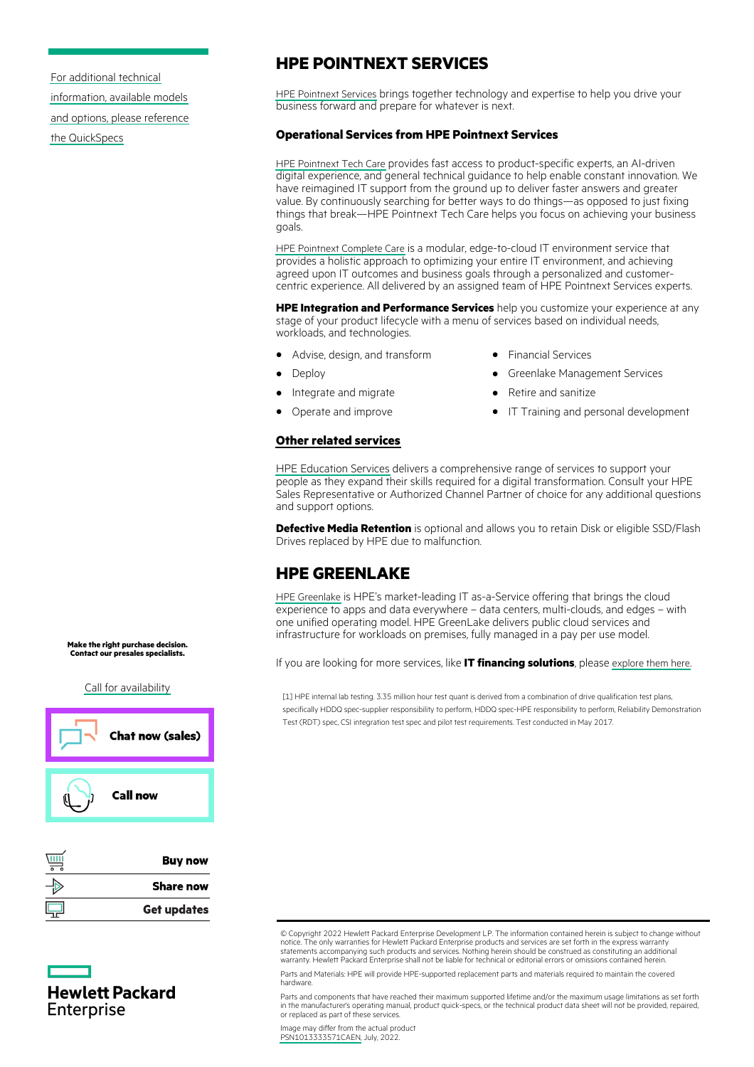For additional technical information, available models and options, please reference the QuickSpecs

## HPE POINTNEXT SERVICES

HPE Pointnext Services brings together technology and expertise to help you drive your business forward and prepare for whatever is next.

### Operational Services from HPE Pointnext Services

HPE Pointnext Tech Care provides fast access to product-specific experts, an AI-driven digital experience, and general technical guidance to help enable constant innovation. We have reimagined IT support from the ground up to deliver faster answers and greater value. By continuously searching for better ways to do things—as opposed to just fixing things that break—HPE Pointnext Tech Care helps you focus on achieving your business goals.

HPE Pointnext Complete Care is a modular, edge-to-cloud IT environment service that provides a holistic approach to optimizing your entire IT environment, and achieving agreed upon IT outcomes and business goals through a personalized and customer-centric experience. All delivered by an assigned team of HPE Pointnext Services experts.

**HPE Integration and Performance Services** help you customize your experience at any stage of your product lifecycle with a menu of services based on individual needs, workloads, and technologies.

- Advise, design, and transform
- Deploy
- Integrate and migrate
- Operate and improve
- Financial Services
- Greenlake Management Services
- Retire and sanitize
- IT Training and personal development

### Other related services

HPE Education Services delivers a comprehensive range of services to support your people as they expand their skills required for a digital transformation. Consult your HPE Sales Representative or Authorized Channel Partner of choice for any additional questions and support options.

**Defective Media Retention** is optional and allows you to retain Disk or eligible SSD/Flash Drives replaced by HPE due to malfunction.

## HPE GREENLAKE

HPE Greenlake is HPE's market-leading IT as-a-Service offering that brings the cloud experience to apps and data everywhere – data centers, multi-clouds, and edges – with one unified operating model. HPE GreenLake delivers public cloud services and infrastructure for workloads on premises, fully managed in a pay per use model.

If you are looking for more services, like **IT financing solutions**, please explore them here.

[1] HPE internal lab testing. 3.35 million hour test quant is derived from a combination of drive qualification test plans, specifically HDDQ spec-supplier responsibility to perform, HDDQ spec-HPE responsibility to perform, Reliability Demonstration Test (RDT) spec, CSI integration test spec and pilot test requirements. Test conducted in May 2017.

**Make the right purchase decision. Contact our presales specialists.**

Call for availability

Chat now (sales)

Call now

Buy now

Share now

Get updates

Hewlett Packard Enterprise

© Copyright 2022 Hewlett Packard Enterprise Development LP. The information contained herein is subject to change without notice. The only warranties for Hewlett Packard Enterprise products and services are set forth in the express warranty statements accompanying such products and services. Nothing herein should be construed as constituting an additional warranty. Hewlett Packard Enterprise shall not be liable for technical or editorial errors or omissions contained herein.

Parts and Materials: HPE will provide HPE-supported replacement parts and materials required to maintain the covered hardware.

Parts and components that have reached their maximum supported lifetime and/or the maximum usage limitations as set forth in the manufacturer's operating manual, product quick-specs, or the technical product data sheet will not be provided, repaired, or replaced as part of these services.

Image may differ from the actual product

PSN1013333571CAEN, July, 2022.